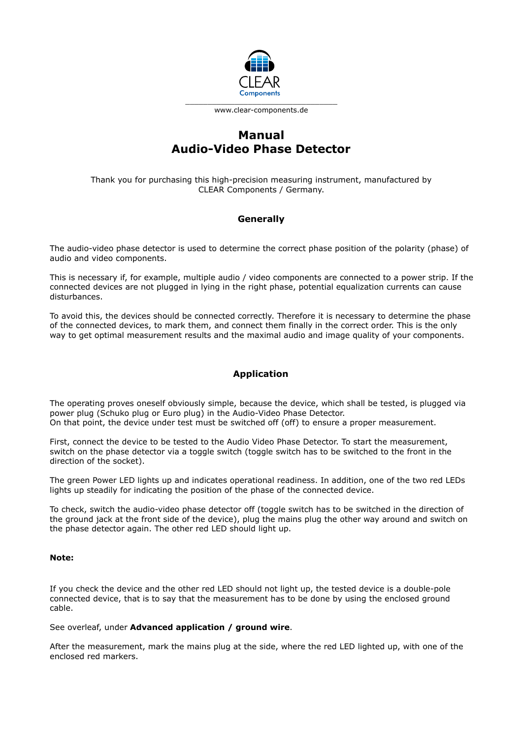CLEAR
Components

www.clear-components.de

# Manual
# Audio-Video Phase Detector

Thank you for purchasing this high-precision measuring instrument, manufactured by CLEAR Components / Germany.

## Generally

The audio-video phase detector is used to determine the correct phase position of the polarity (phase) of audio and video components.

This is necessary if, for example, multiple audio / video components are connected to a power strip. If the connected devices are not plugged in lying in the right phase, potential equalization currents can cause disturbances.

To avoid this, the devices should be connected correctly. Therefore it is necessary to determine the phase of the connected devices, to mark them, and connect them finally in the correct order. This is the only way to get optimal measurement results and the maximal audio and image quality of your components.

## Application

The operating proves oneself obviously simple, because the device, which shall be tested, is plugged via power plug (Schuko plug or Euro plug) in the Audio-Video Phase Detector.
On that point, the device under test must be switched off (off) to ensure a proper measurement.

First, connect the device to be tested to the Audio Video Phase Detector. To start the measurement, switch on the phase detector via a toggle switch (toggle switch has to be switched to the front in the direction of the socket).

The green Power LED lights up and indicates operational readiness. In addition, one of the two red LEDs lights up steadily for indicating the position of the phase of the connected device.

To check, switch the audio-video phase detector off (toggle switch has to be switched in the direction of the ground jack at the front side of the device), plug the mains plug the other way around and switch on the phase detector again. The other red LED should light up.

**Note:**

If you check the device and the other red LED should not light up, the tested device is a double-pole connected device, that is to say that the measurement has to be done by using the enclosed ground cable.

See overleaf, under **Advanced application / ground wire**.

After the measurement, mark the mains plug at the side, where the red LED lighted up, with one of the enclosed red markers.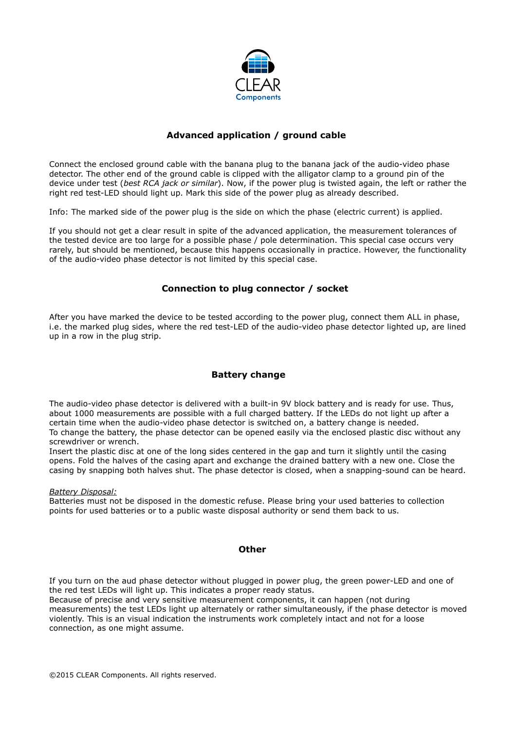CLEAR
Components

## Advanced application / ground cable

Connect the enclosed ground cable with the banana plug to the banana jack of the audio-video phase detector. The other end of the ground cable is clipped with the alligator clamp to a ground pin of the device under test (*best RCA jack or similar*). Now, if the power plug is twisted again, the left or rather the right red test-LED should light up. Mark this side of the power plug as already described.

Info: The marked side of the power plug is the side on which the phase (electric current) is applied.

If you should not get a clear result in spite of the advanced application, the measurement tolerances of the tested device are too large for a possible phase / pole determination. This special case occurs very rarely, but should be mentioned, because this happens occasionally in practice. However, the functionality of the audio-video phase detector is not limited by this special case.

## Connection to plug connector / socket

After you have marked the device to be tested according to the power plug, connect them ALL in phase, i.e. the marked plug sides, where the red test-LED of the audio-video phase detector lighted up, are lined up in a row in the plug strip.

## Battery change

The audio-video phase detector is delivered with a built-in 9V block battery and is ready for use. Thus, about 1000 measurements are possible with a full charged battery. If the LEDs do not light up after a certain time when the audio-video phase detector is switched on, a battery change is needed.
To change the battery, the phase detector can be opened easily via the enclosed plastic disc without any screwdriver or wrench.
Insert the plastic disc at one of the long sides centered in the gap and turn it slightly until the casing opens. Fold the halves of the casing apart and exchange the drained battery with a new one. Close the casing by snapping both halves shut. The phase detector is closed, when a snapping-sound can be heard.

*Battery Disposal:*
Batteries must not be disposed in the domestic refuse. Please bring your used batteries to collection points for used batteries or to a public waste disposal authority or send them back to us.

## Other

If you turn on the aud phase detector without plugged in power plug, the green power-LED and one of the red test LEDs will light up. This indicates a proper ready status.
Because of precise and very sensitive measurement components, it can happen (not during measurements) the test LEDs light up alternately or rather simultaneously, if the phase detector is moved violently. This is an visual indication the instruments work completely intact and not for a loose connection, as one might assume.

©2015 CLEAR Components. All rights reserved.